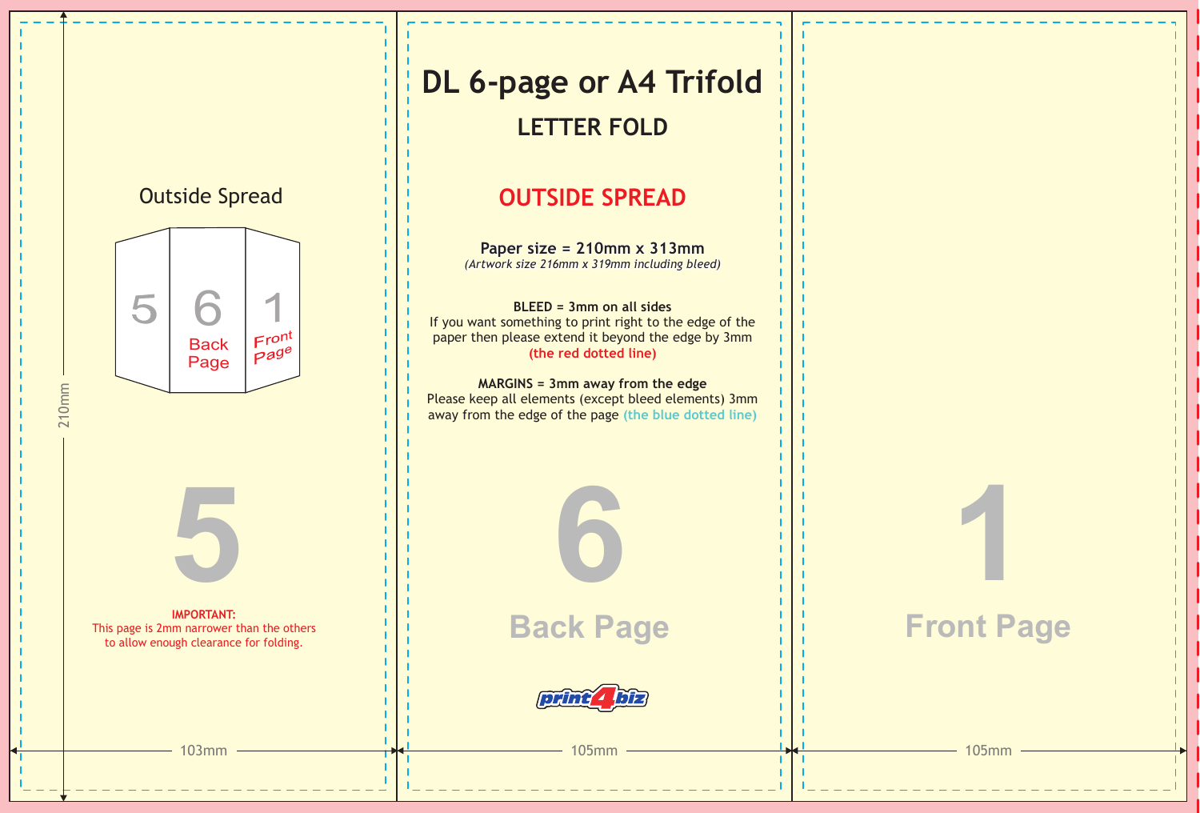# DL 6-page or A4 Trifold

## LETTER FOLD

## OUTSIDE SPREAD

**Paper size = 210mm x 313mm**
*(Artwork size 216mm x 319mm including bleed)*

**BLEED = 3mm on all sides**
If you want something to print right to the edge of the paper then please extend it beyond the edge by 3mm **(the red dotted line)**

**MARGINS = 3mm away from the edge**
Please keep all elements (except bleed elements) 3mm away from the edge of the page **(the blue dotted line)**

Outside Spread

5 | 6 Back Page | 1 Front Page

210mm

**5**

**IMPORTANT:**
This page is 2mm narrower than the others to allow enough clearance for folding.

103mm

**6**

**Back Page**

print4biz

105mm

**1**

**Front Page**

105mm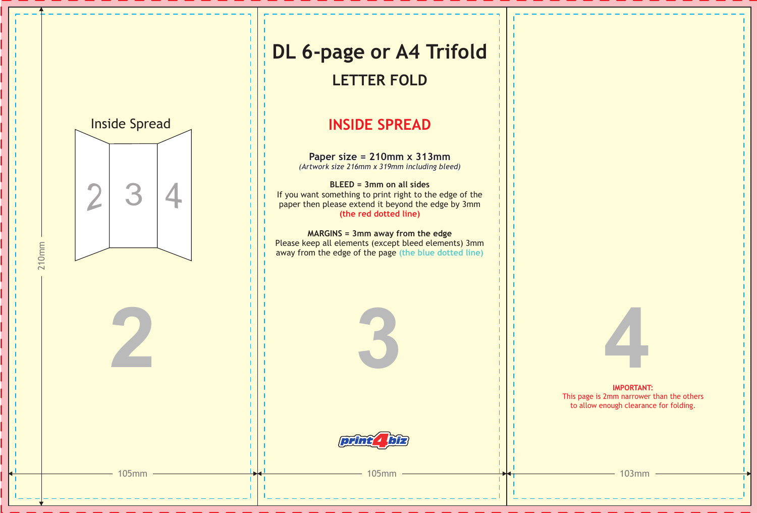Inside Spread

2 3 4

210mm

2

105mm

# DL 6-page or A4 Trifold

## LETTER FOLD

## INSIDE SPREAD

**Paper size = 210mm x 313mm**
*(Artwork size 216mm x 319mm including bleed)*

**BLEED = 3mm on all sides**
If you want something to print right to the edge of the paper then please extend it beyond the edge by 3mm **(the red dotted line)**

**MARGINS = 3mm away from the edge**
Please keep all elements (except bleed elements) 3mm away from the edge of the page **(the blue dotted line)**

3

print4biz

105mm

4

**IMPORTANT:**
This page is 2mm narrower than the others to allow enough clearance for folding.

103mm